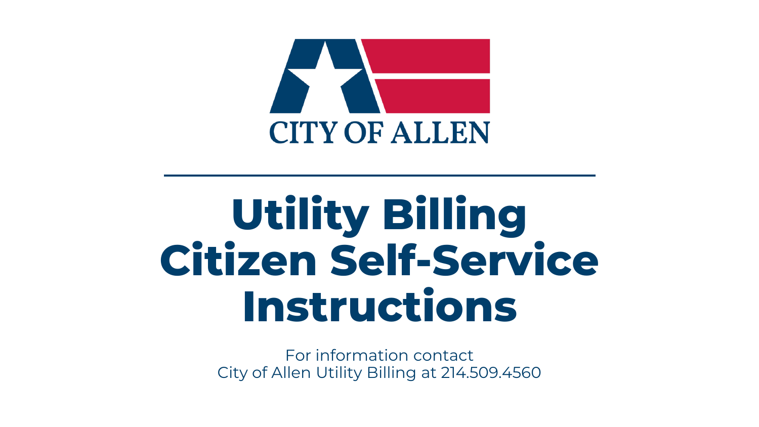CITY OF ALLEN

# Utility Billing Citizen Self-Service Instructions

For information contact
City of Allen Utility Billing at 214.509.4560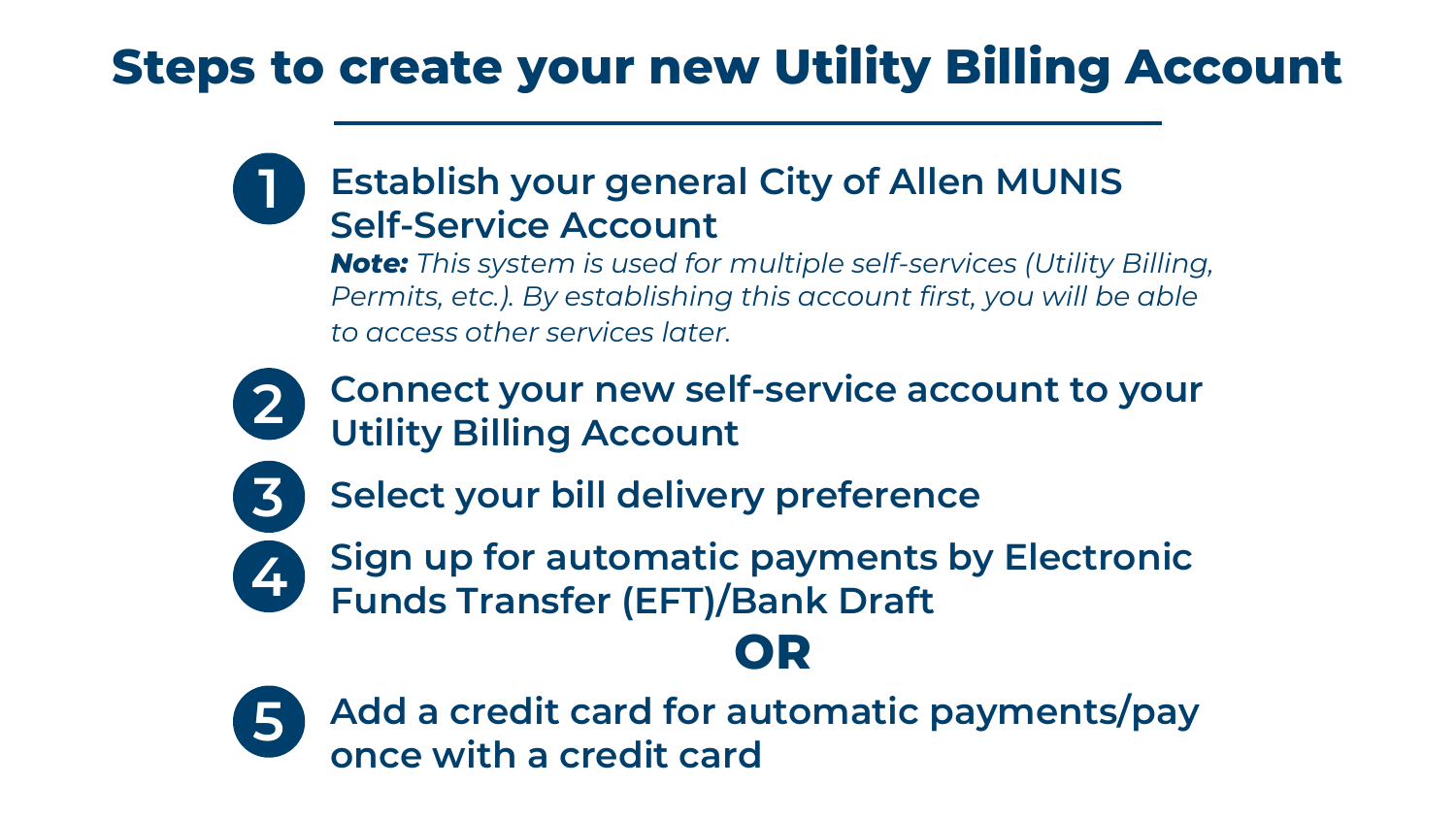# Steps to create your new Utility Billing Account

1. **Establish your general City of Allen MUNIS Self-Service Account**

   ***Note:*** *This system is used for multiple self-services (Utility Billing, Permits, etc.). By establishing this account first, you will be able to access other services later.*

2. **Connect your new self-service account to your Utility Billing Account**

3. **Select your bill delivery preference**

4. **Sign up for automatic payments by Electronic Funds Transfer (EFT)/Bank Draft**

**OR**

5. **Add a credit card for automatic payments/pay once with a credit card**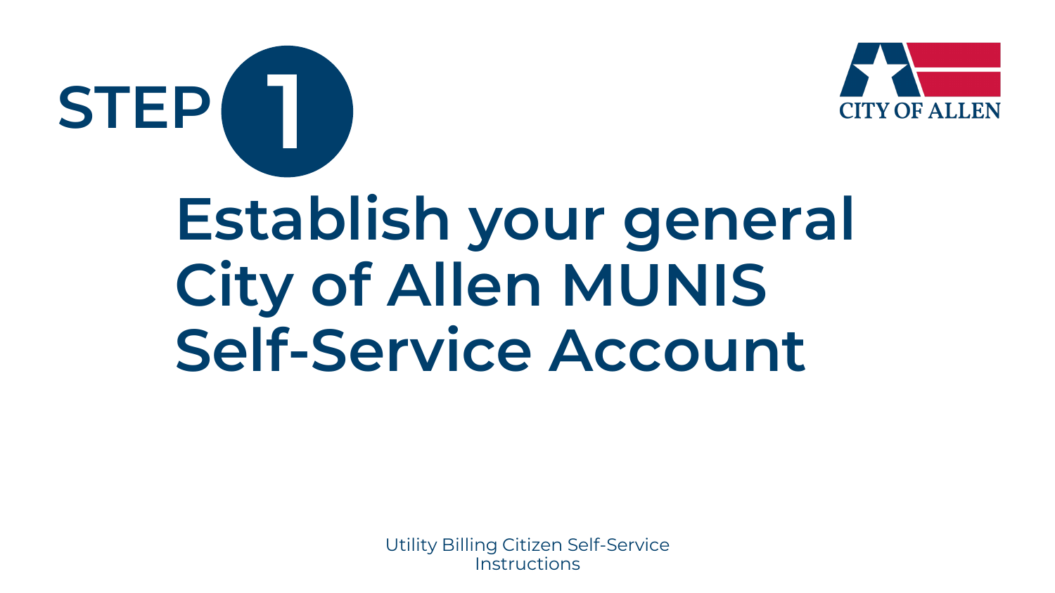STEP 1

# Establish your general City of Allen MUNIS Self-Service Account

Utility Billing Citizen Self-Service Instructions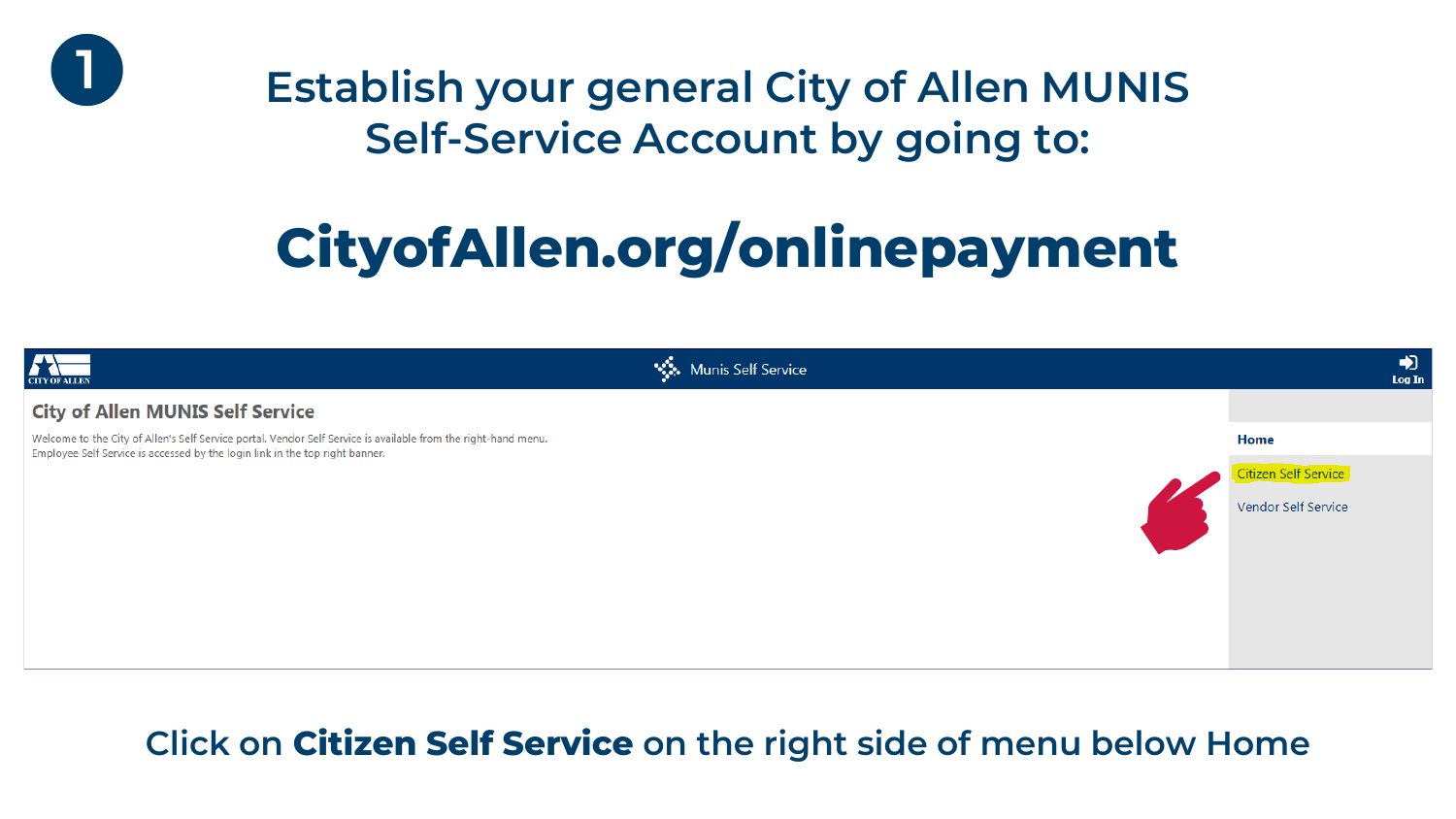1

# Establish your general City of Allen MUNIS Self-Service Account by going to:

# CityofAllen.org/onlinepayment

Munis Self Service

Log In

City of Allen MUNIS Self Service

Welcome to the City of Allen's Self Service portal. Vendor Self Service is available from the right-hand menu.
Employee Self Service is accessed by the login link in the top right banner.

Home

Citizen Self Service

Vendor Self Service

Click on **Citizen Self Service** on the right side of menu below Home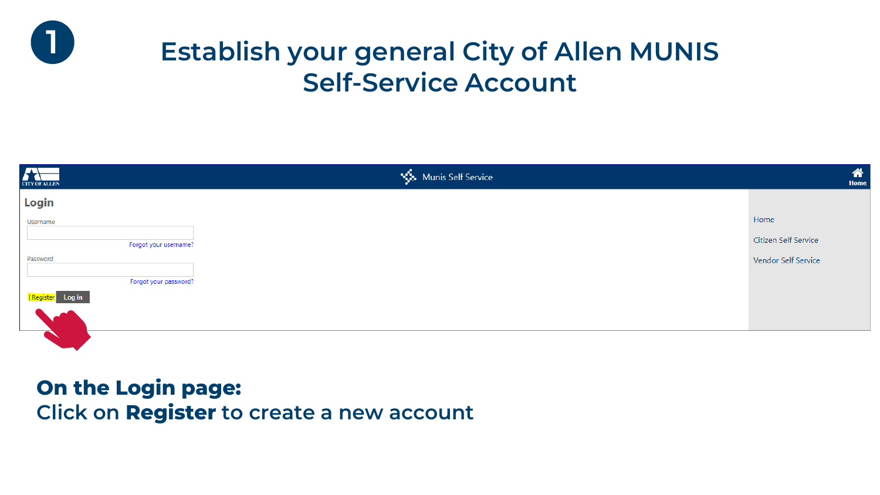# 1 Establish your general City of Allen MUNIS Self-Service Account

CITY OF ALLEN

Munis Self Service

Home

## Login

Username

Forgot your username?

Password

Forgot your password?

| Register Log in

Home

Citizen Self Service

Vendor Self Service

**On the Login page:**
Click on **Register** to create a new account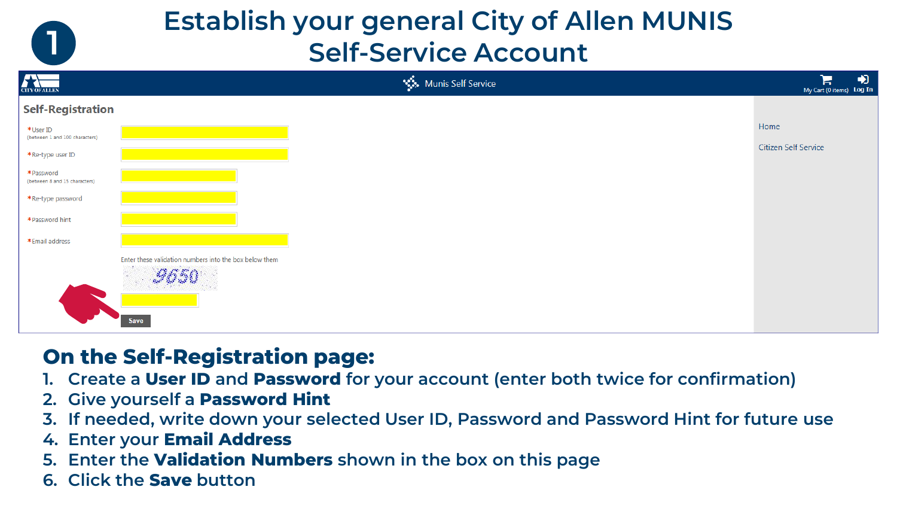# 1 Establish your general City of Allen MUNIS Self-Service Account

CITY OF ALLEN

Munis Self Service

My Cart (0 items) Log In

## Self-Registration

*User ID (between 1 and 100 characters)

*Re-type user ID

*Password (between 8 and 15 characters)

*Re-type password

*Password hint

*Email address

Enter these validation numbers into the box below them

9650

Save

Home

Citizen Self Service

## On the Self-Registration page:

1. Create a **User ID** and **Password** for your account (enter both twice for confirmation)
2. Give yourself a **Password Hint**
3. If needed, write down your selected User ID, Password and Password Hint for future use
4. Enter your **Email Address**
5. Enter the **Validation Numbers** shown in the box on this page
6. Click the **Save** button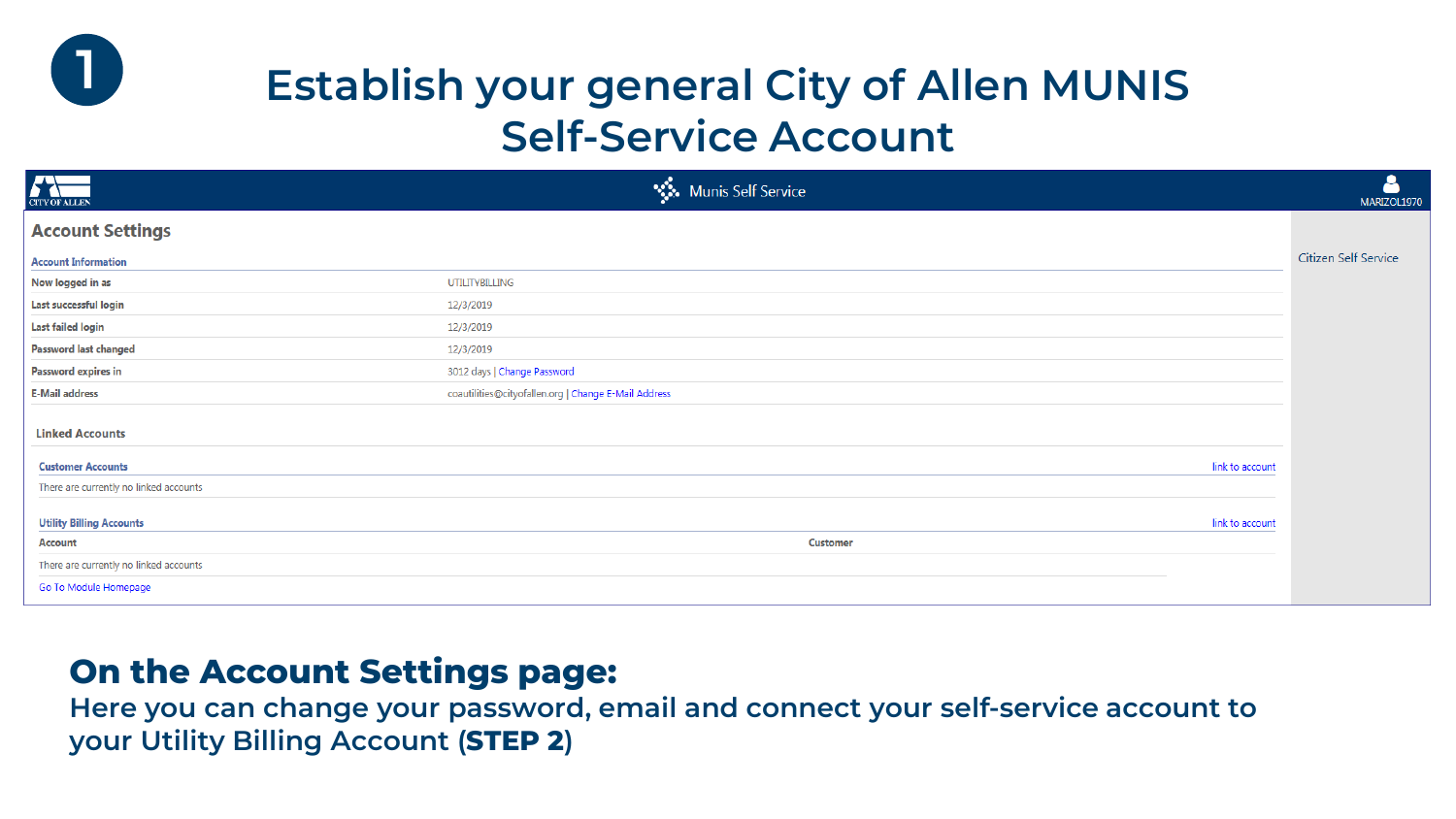# 1 Establish your general City of Allen MUNIS Self-Service Account

CITY OF ALLEN

Munis Self Service

MARIZOL1970

## Account Settings

Citizen Self Service

**Account Information**

| | |
|---|---|
| Now logged in as | UTILITYBILLING |
| Last successful login | 12/3/2019 |
| Last failed login | 12/3/2019 |
| Password last changed | 12/3/2019 |
| Password expires in | 3012 days \| Change Password |
| E-Mail address | coautilities@cityofallen.org \| Change E-Mail Address |

**Linked Accounts**

**Customer Accounts** — link to account

There are currently no linked accounts

**Utility Billing Accounts** — link to account

| Account | Customer |
|---|---|
| There are currently no linked accounts | |

Go To Module Homepage

## On the Account Settings page:

**Here you can change your password, email and connect your self-service account to your Utility Billing Account (STEP 2)**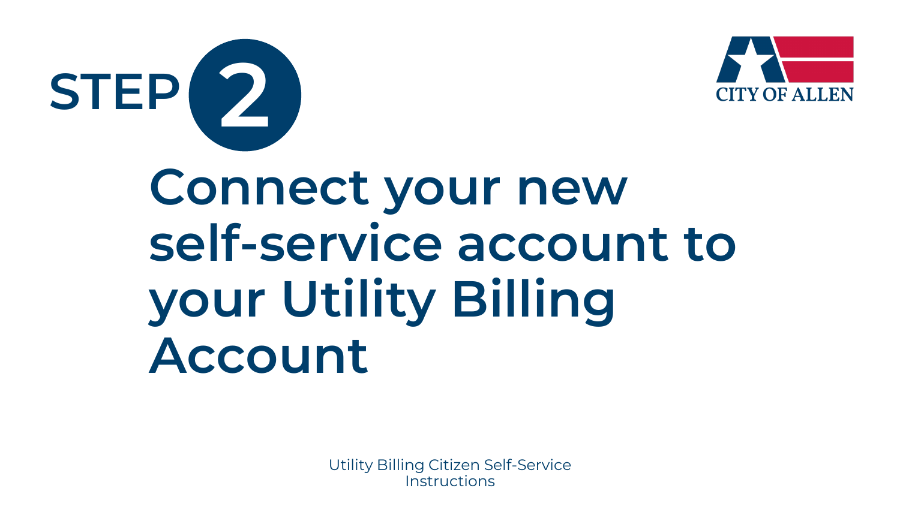# STEP 2

## Connect your new self-service account to your Utility Billing Account

Utility Billing Citizen Self-Service Instructions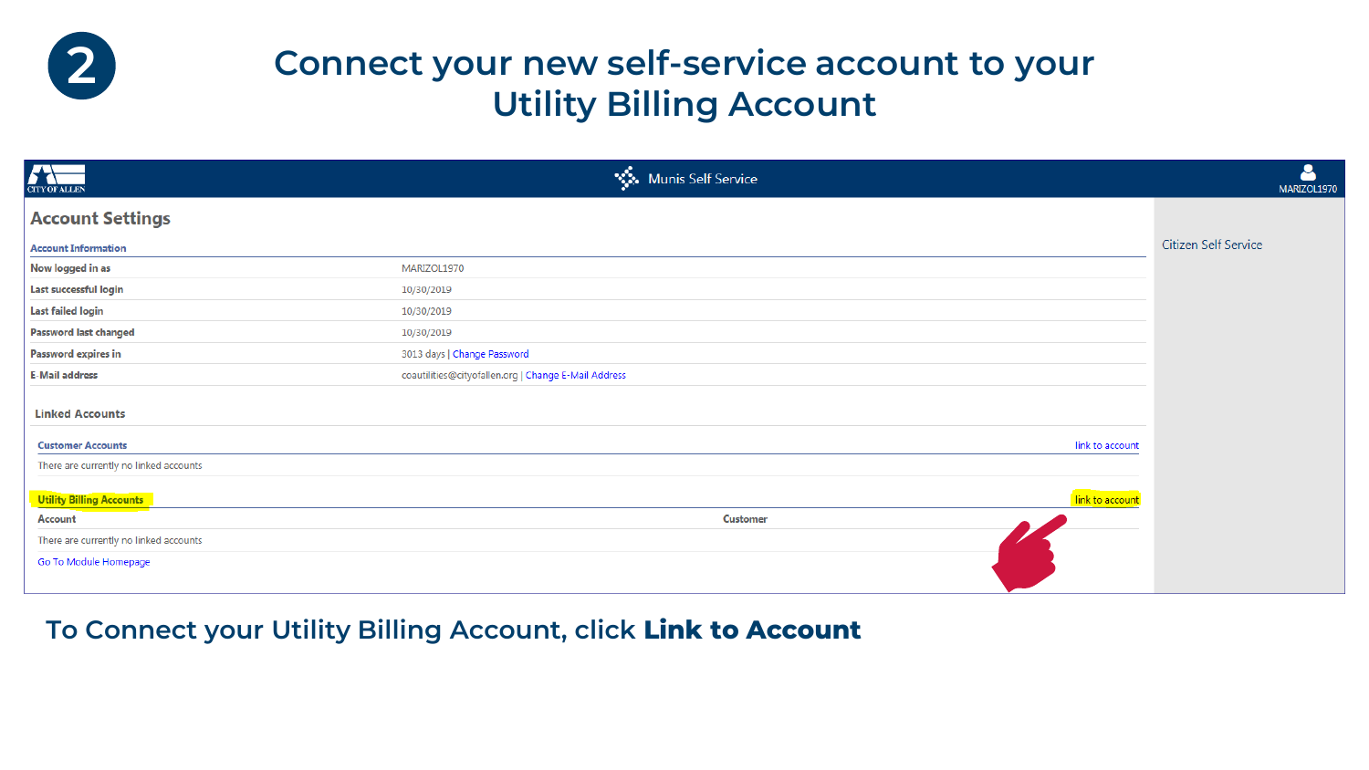# 2 Connect your new self-service account to your Utility Billing Account

CITY OF ALLEN

Munis Self Service

MARIZOL1970

## Account Settings

**Account Information**

| | |
|---|---|
| Now logged in as | MARIZOL1970 |
| Last successful login | 10/30/2019 |
| Last failed login | 10/30/2019 |
| Password last changed | 10/30/2019 |
| Password expires in | 3013 days \| Change Password |
| E-Mail address | coautilities@cityofallen.org \| Change E-Mail Address |

**Linked Accounts**

**Customer Accounts** — link to account

There are currently no linked accounts

**Utility Billing Accounts** — link to account

| Account | Customer |
|---|---|
| There are currently no linked accounts | |

Go To Module Homepage

Citizen Self Service

To Connect your Utility Billing Account, click **Link to Account**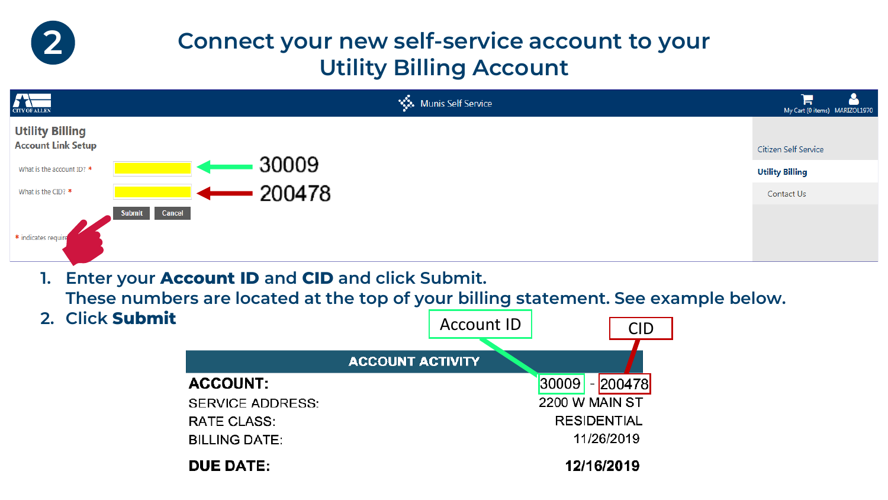# 2 Connect your new self-service account to your Utility Billing Account

CITY OF ALLEN | Munis Self Service | My Cart (0 items) | MARIZOL1970

## Utility Billing

### Account Link Setup

What is the account ID? * → 30009

What is the CID? * → 200478

Submit | Cancel

* indicates require

Citizen Self Service

**Utility Billing**

Contact Us

1. Enter your **Account ID** and **CID** and click Submit.
   These numbers are located at the top of your billing statement. See example below.
2. Click **Submit**

Account ID

CID

| ACCOUNT ACTIVITY | |
|---|---|
| **ACCOUNT:** | 30009 - 200478 |
| SERVICE ADDRESS: | 2200 W MAIN ST |
| RATE CLASS: | RESIDENTIAL |
| BILLING DATE: | 11/26/2019 |
| **DUE DATE:** | **12/16/2019** |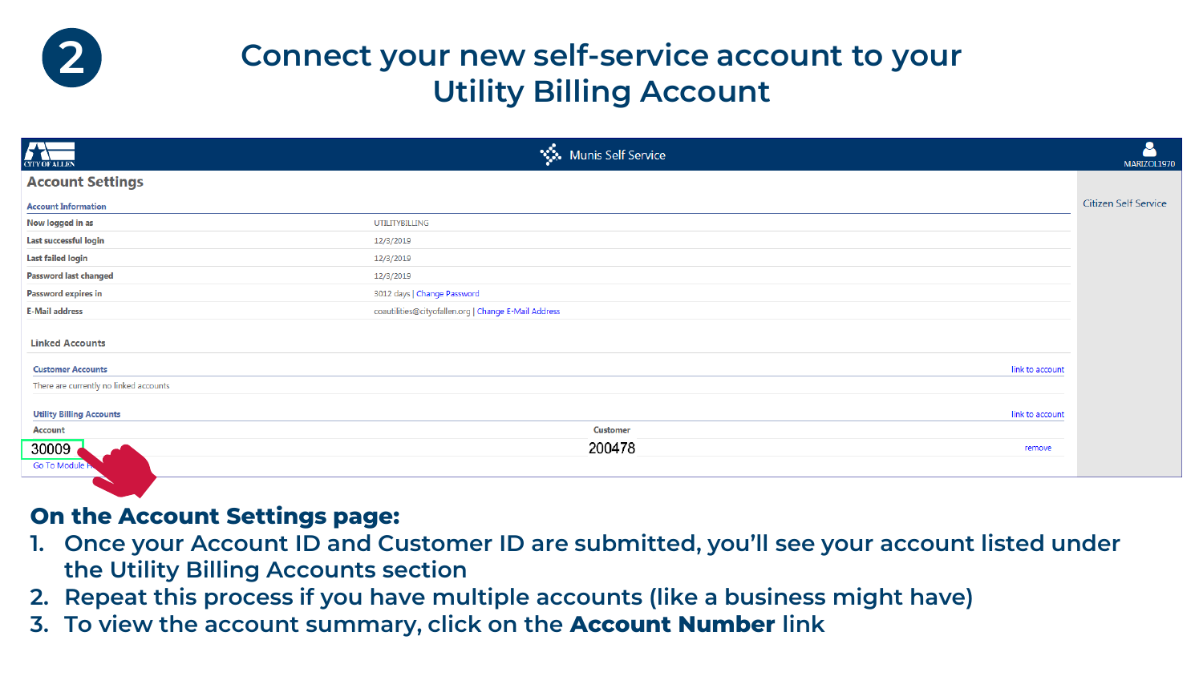# 2 Connect your new self-service account to your Utility Billing Account

CITY OF ALLEN

Munis Self Service

MARIZOL1970

## Account Settings

Citizen Self Service

**Account Information**

| | |
|---|---|
| Now logged in as | UTILITYBILLING |
| Last successful login | 12/3/2019 |
| Last failed login | 12/3/2019 |
| Password last changed | 12/3/2019 |
| Password expires in | 3012 days \| Change Password |
| E-Mail address | coautilities@cityofallen.org \| Change E-Mail Address |

**Linked Accounts**

**Customer Accounts** — link to account

There are currently no linked accounts

**Utility Billing Accounts** — link to account

| Account | Customer | |
|---|---|---|
| 30009 | 200478 | remove |

Go To Module H...

**On the Account Settings page:**

1. Once your Account ID and Customer ID are submitted, you'll see your account listed under the Utility Billing Accounts section
2. Repeat this process if you have multiple accounts (like a business might have)
3. To view the account summary, click on the **Account Number** link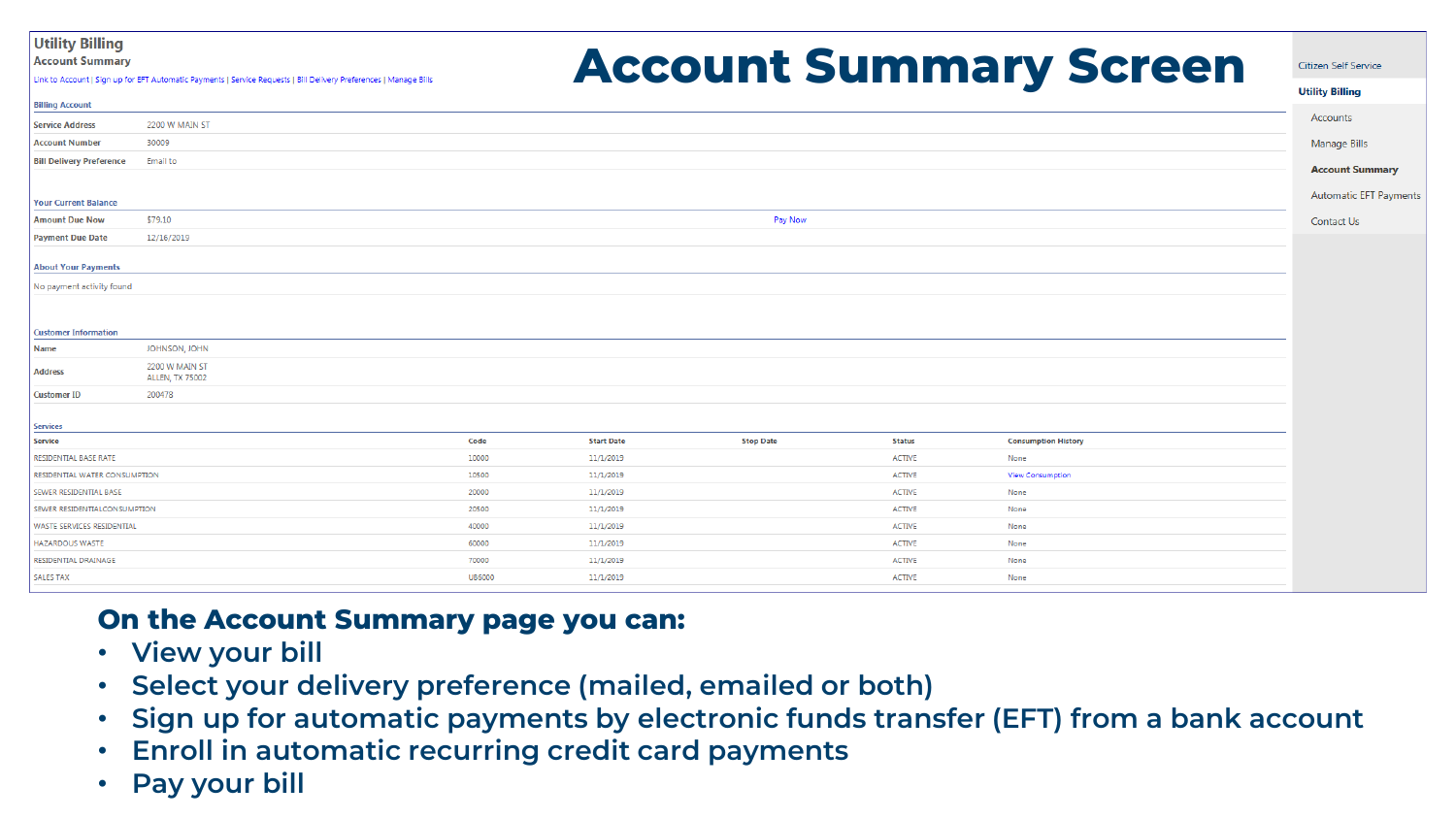# Account Summary Screen

**Utility Billing**
**Account Summary**

Link to Account | Sign up for EFT Automatic Payments | Service Requests | Bill Delivery Preferences | Manage Bills

Citizen Self Service

**Utility Billing**

- Accounts
- Manage Bills
- **Account Summary**
- Automatic EFT Payments
- Contact Us

**Billing Account**

| | |
|---|---|
| Service Address | 2200 W MAIN ST |
| Account Number | 30009 |
| Bill Delivery Preference | Email to |

**Your Current Balance**

| | | |
|---|---|---|
| Amount Due Now | $79.10 | Pay Now |
| Payment Due Date | 12/16/2019 | |

**About Your Payments**

No payment activity found

**Customer Information**

| | |
|---|---|
| Name | JOHNSON, JOHN |
| Address | 2200 W MAIN ST ALLEN, TX 75002 |
| Customer ID | 200478 |

**Services**

| Service | Code | Start Date | Stop Date | Status | Consumption History |
|---|---|---|---|---|---|
| RESIDENTIAL BASE RATE | 10000 | 11/1/2019 | | ACTIVE | None |
| RESIDENTIAL WATER CONSUMPTION | 10500 | 11/1/2019 | | ACTIVE | View Consumption |
| SEWER RESIDENTIAL BASE | 20000 | 11/1/2019 | | ACTIVE | None |
| SEWER RESIDENTIALCONSUMPTION | 20500 | 11/1/2019 | | ACTIVE | None |
| WASTE SERVICES RESIDENTIAL | 40000 | 11/1/2019 | | ACTIVE | None |
| HAZARDOUS WASTE | 60000 | 11/1/2019 | | ACTIVE | None |
| RESIDENTIAL DRAINAGE | 70000 | 11/1/2019 | | ACTIVE | None |
| SALES TAX | UB6000 | 11/1/2019 | | ACTIVE | None |

## On the Account Summary page you can:

- View your bill
- Select your delivery preference (mailed, emailed or both)
- Sign up for automatic payments by electronic funds transfer (EFT) from a bank account
- Enroll in automatic recurring credit card payments
- Pay your bill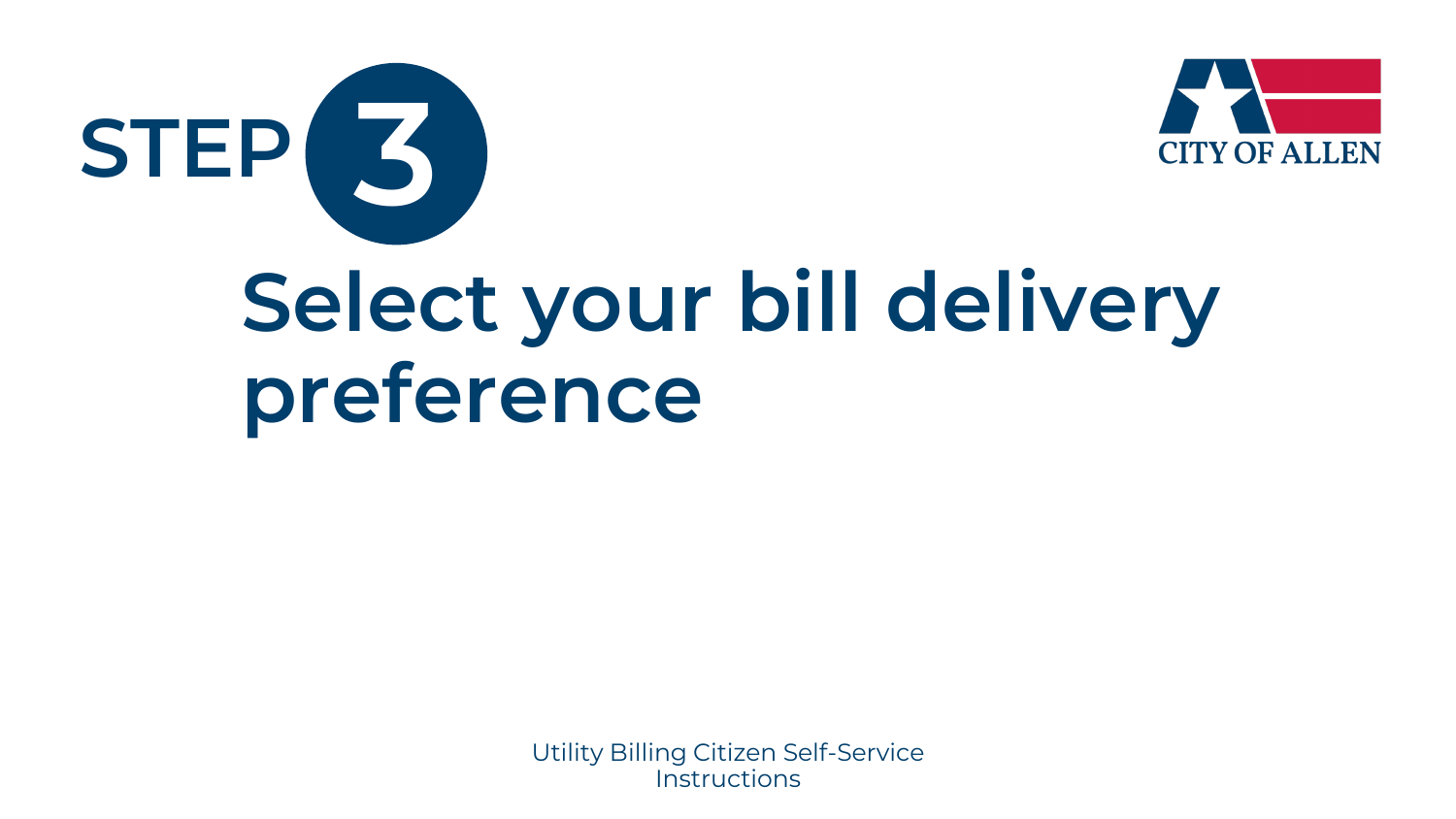# STEP 3

## Select your bill delivery preference

Utility Billing Citizen Self-Service Instructions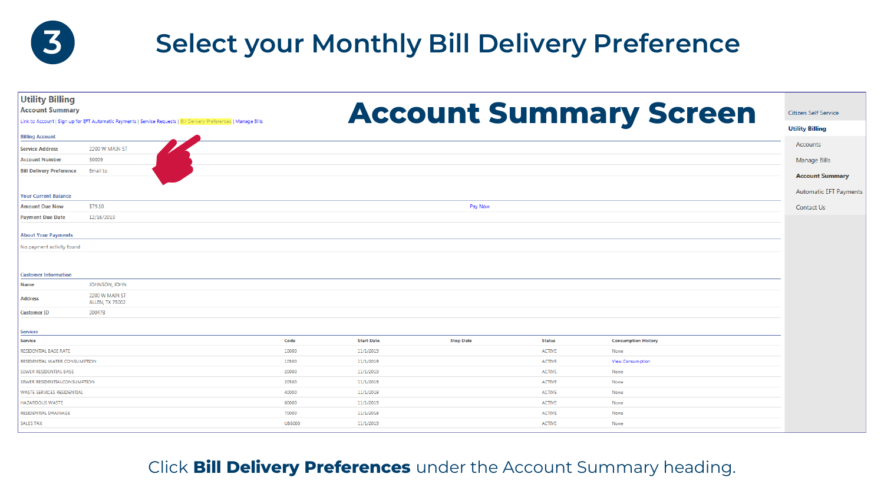# 3 Select your Monthly Bill Delivery Preference

## Utility Billing

### Account Summary

Link to Account | Sign up for EFT Automatic Payments | Service Requests | Bill Delivery Preferences | Manage Bills

**Account Summary Screen**

Citizen Self Service

**Utility Billing**

- Accounts
- Manage Bills
- **Account Summary**
- Automatic EFT Payments
- Contact Us

**Billing Account**

| | |
|---|---|
| Service Address | 2200 W MAIN ST |
| Account Number | 30009 |
| Bill Delivery Preference | Email to |

**Your Current Balance**

| | | |
|---|---|---|
| Amount Due Now | $79.10 | Pay Now |
| Payment Due Date | 12/16/2019 | |

**About Your Payments**

No payment activity found

**Customer Information**

| | |
|---|---|
| Name | JOHNSON, JOHN |
| Address | 2200 W MAIN ST<br>ALLEN, TX 75002 |
| Customer ID | 200478 |

**Services**

| Service | Code | Start Date | Stop Date | Status | Consumption History |
|---|---|---|---|---|---|
| RESIDENTIAL BASE RATE | 10000 | 11/1/2019 | | ACTIVE | None |
| RESIDENTIAL WATER CONSUMPTION | 10500 | 11/1/2019 | | ACTIVE | View Consumption |
| SEWER RESIDENTIAL BASE | 20000 | 11/1/2019 | | ACTIVE | None |
| SEWER RESIDENTIALCONSUMPTION | 20500 | 11/1/2019 | | ACTIVE | None |
| WASTE SERVICES RESIDENTIAL | 40000 | 11/1/2019 | | ACTIVE | None |
| HAZARDOUS WASTE | 60000 | 11/1/2019 | | ACTIVE | None |
| RESIDENTIAL DRAINAGE | 70000 | 11/1/2019 | | ACTIVE | None |
| SALES TAX | UB6000 | 11/1/2019 | | ACTIVE | None |

Click **Bill Delivery Preferences** under the Account Summary heading.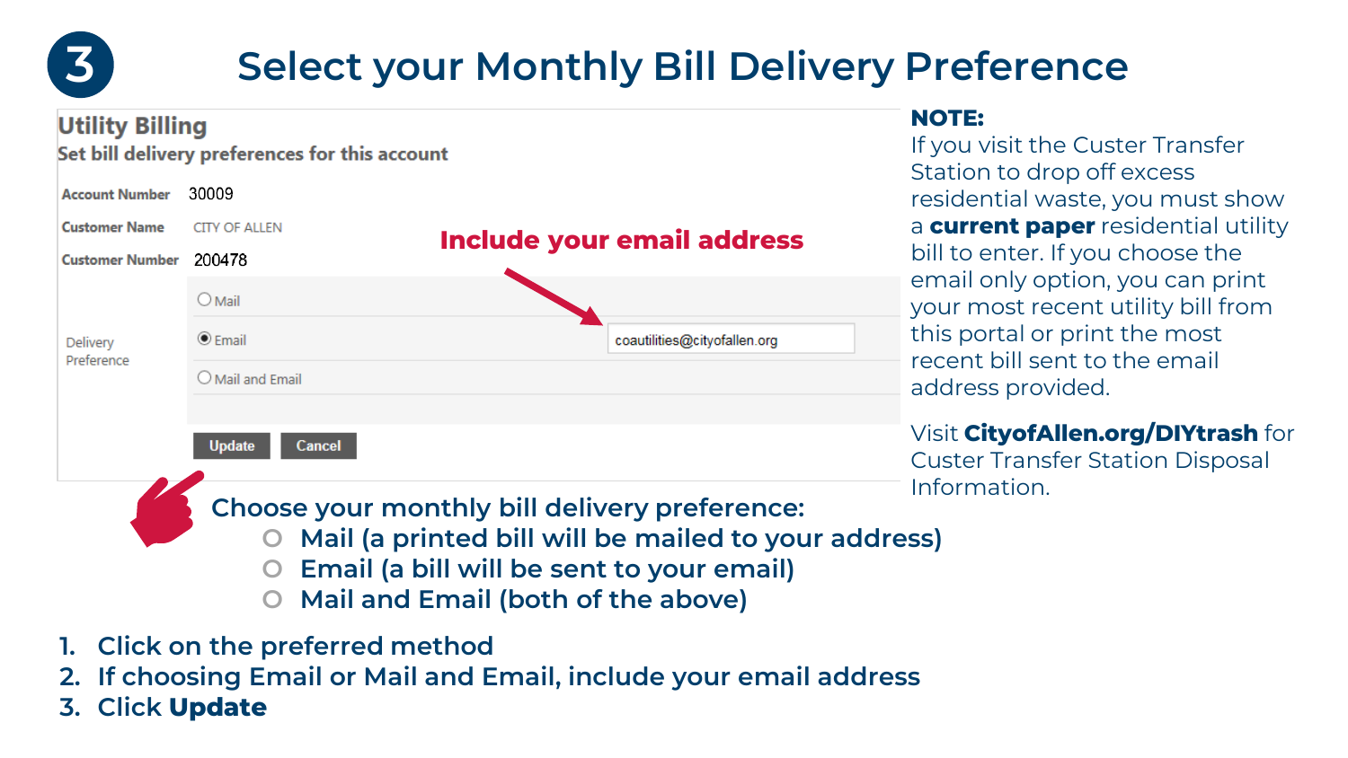# 3 Select your Monthly Bill Delivery Preference

**Utility Billing**

**Set bill delivery preferences for this account**

| | |
|---|---|
| **Account Number** | 30009 |
| **Customer Name** | CITY OF ALLEN |
| **Customer Number** | 200478 |

Delivery Preference

- Mail
- Email — coautilities@cityofallen.org
- Mail and Email

Update | Cancel

**Include your email address**

**NOTE:**
If you visit the Custer Transfer Station to drop off excess residential waste, you must show a **current paper** residential utility bill to enter. If you choose the email only option, you can print your most recent utility bill from this portal or print the most recent bill sent to the email address provided.

Visit **CityofAllen.org/DIYtrash** for Custer Transfer Station Disposal Information.

Choose your monthly bill delivery preference:

- Mail (a printed bill will be mailed to your address)
- Email (a bill will be sent to your email)
- Mail and Email (both of the above)

1. Click on the preferred method
2. If choosing Email or Mail and Email, include your email address
3. Click **Update**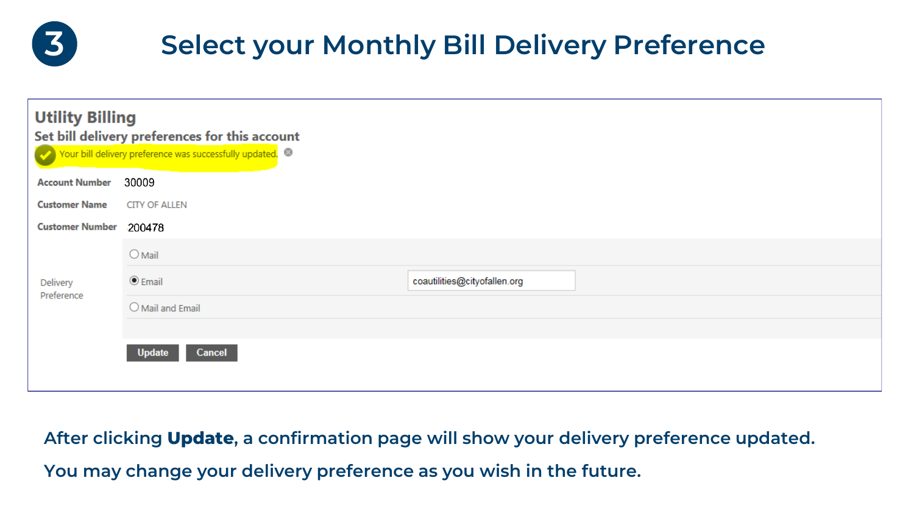# 3 Select your Monthly Bill Delivery Preference

## Utility Billing

### Set bill delivery preferences for this account

Your bill delivery preference was successfully updated.

| | |
|---|---|
| **Account Number** | 30009 |
| **Customer Name** | CITY OF ALLEN |
| **Customer Number** | 200478 |

Delivery Preference

- ○ Mail
- ◉ Email — coautilities@cityofallen.org
- ○ Mail and Email

Update | Cancel

After clicking **Update**, a confirmation page will show your delivery preference updated.

You may change your delivery preference as you wish in the future.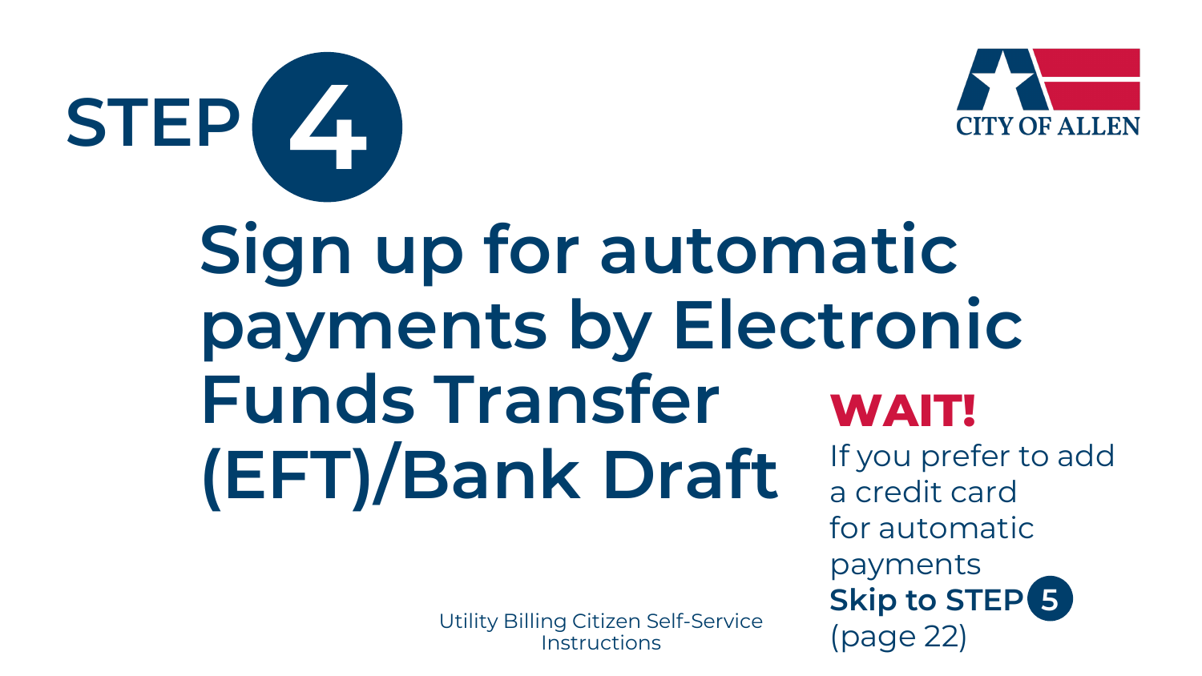# STEP 4

## Sign up for automatic payments by Electronic Funds Transfer (EFT)/Bank Draft

**WAIT!**

If you prefer to add a credit card for automatic payments **Skip to STEP 5** (page 22)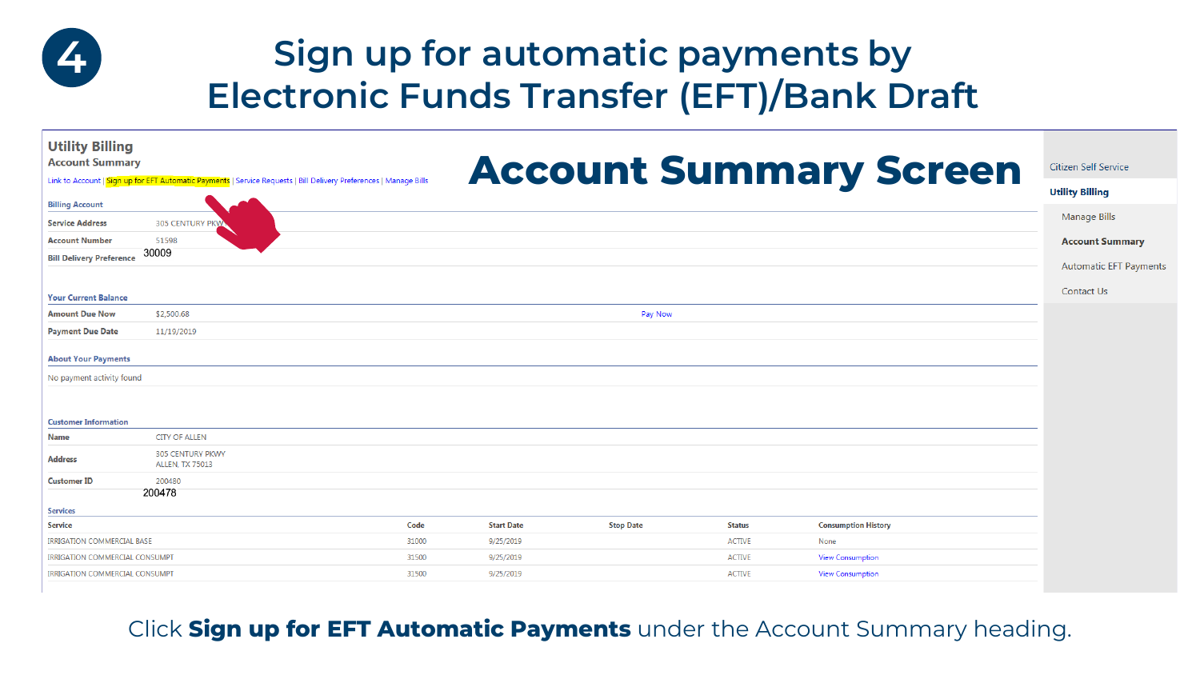4

# Sign up for automatic payments by Electronic Funds Transfer (EFT)/Bank Draft

## Utility Billing

### Account Summary

Link to Account | Sign up for EFT Automatic Payments | Service Requests | Bill Delivery Preferences | Manage Bills

**Account Summary Screen**

Citizen Self Service

**Utility Billing**

Manage Bills

**Account Summary**

Automatic EFT Payments

Contact Us

**Billing Account**

| | |
|---|---|
| Service Address | 305 CENTURY PKWY |
| Account Number | 51598 |
| Bill Delivery Preference | 30009 |

**Your Current Balance**

| | | |
|---|---|---|
| Amount Due Now | $2,500.68 | Pay Now |
| Payment Due Date | 11/19/2019 | |

**About Your Payments**

No payment activity found

**Customer Information**

| | |
|---|---|
| Name | CITY OF ALLEN |
| Address | 305 CENTURY PKWY ALLEN, TX 75013 |
| Customer ID | 200480 200478 |

**Services**

| Service | Code | Start Date | Stop Date | Status | Consumption History |
|---|---|---|---|---|---|
| IRRIGATION COMMERCIAL BASE | 31000 | 9/25/2019 | | ACTIVE | None |
| IRRIGATION COMMERCIAL CONSUMPT | 31500 | 9/25/2019 | | ACTIVE | View Consumption |
| IRRIGATION COMMERCIAL CONSUMPT | 31500 | 9/25/2019 | | ACTIVE | View Consumption |

Click **Sign up for EFT Automatic Payments** under the Account Summary heading.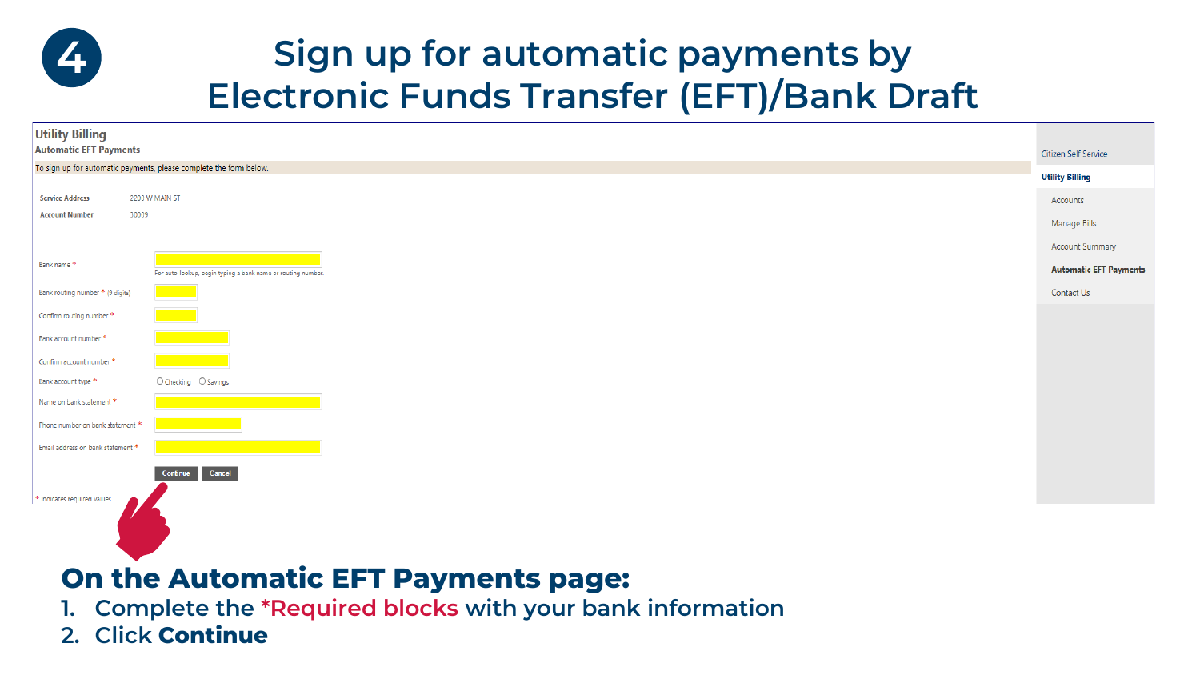# 4 Sign up for automatic payments by Electronic Funds Transfer (EFT)/Bank Draft

Utility Billing

Automatic EFT Payments

To sign up for automatic payments, please complete the form below.

| | |
|---|---|
| Service Address | 2200 W MAIN ST |
| Account Number | 30009 |

Bank name *

For auto-lookup, begin typing a bank name or routing number.

Bank routing number * (9 digits)

Confirm routing number *

Bank account number *

Confirm account number *

Bank account type * ○ Checking ○ Savings

Name on bank statement *

Phone number on bank statement *

Email address on bank statement *

Continue Cancel

* indicates required values.

Citizen Self Service

Utility Billing

- Accounts
- Manage Bills
- Account Summary
- Automatic EFT Payments
- Contact Us

## On the Automatic EFT Payments page:

1. Complete the *Required blocks with your bank information
2. Click **Continue**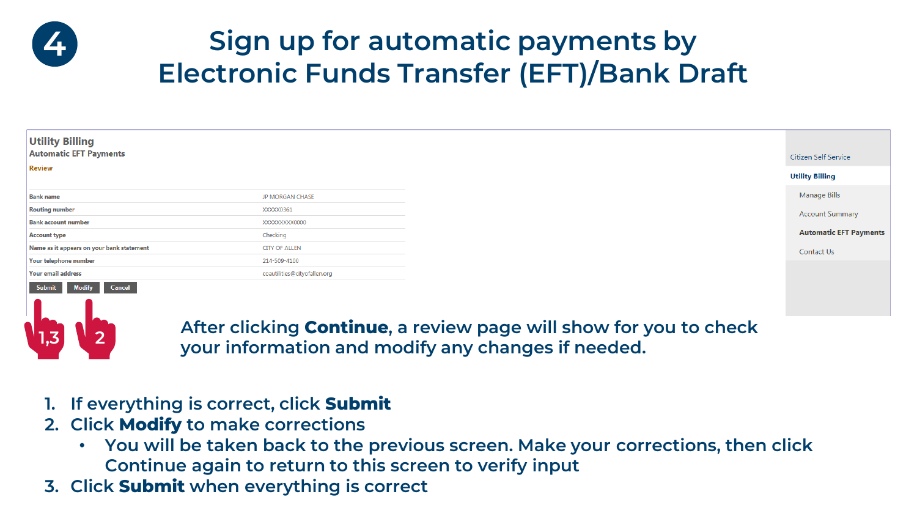# 4 Sign up for automatic payments by Electronic Funds Transfer (EFT)/Bank Draft

**Utility Billing**

**Automatic EFT Payments**

**Review**

| | |
|---|---|
| **Bank name** | JP MORGAN CHASE |
| **Routing number** | XXXXX0361 |
| **Bank account number** | XXXXXXXXXX0000 |
| **Account type** | Checking |
| **Name as it appears on your bank statement** | CITY OF ALLEN |
| **Your telephone number** | 214-509-4100 |
| **Your email address** | coautilities@cityofallen.org |

Submit | Modify | Cancel

1,3 | 2

Citizen Self Service

**Utility Billing**

- Manage Bills
- Account Summary
- **Automatic EFT Payments**
- Contact Us

After clicking **Continue**, a review page will show for you to check your information and modify any changes if needed.

1. If everything is correct, click **Submit**
2. Click **Modify** to make corrections
   - You will be taken back to the previous screen. Make your corrections, then click Continue again to return to this screen to verify input
3. Click **Submit** when everything is correct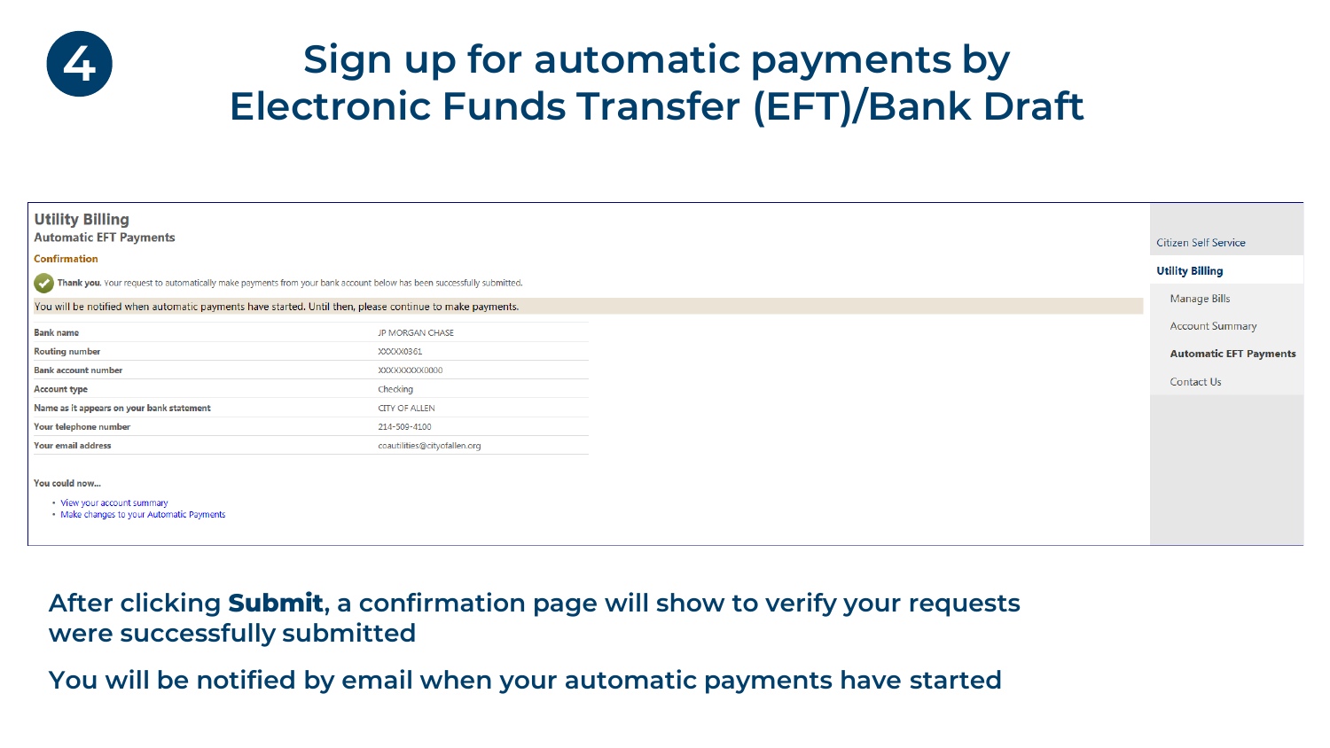# 4 Sign up for automatic payments by Electronic Funds Transfer (EFT)/Bank Draft

## Utility Billing

### Automatic EFT Payments

**Confirmation**

**Thank you.** Your request to automatically make payments from your bank account below has been successfully submitted.

You will be notified when automatic payments have started. Until then, please continue to make payments.

| | |
|---|---|
| Bank name | JP MORGAN CHASE |
| Routing number | XXXXX0361 |
| Bank account number | XXXXXXXXX0000 |
| Account type | Checking |
| Name as it appears on your bank statement | CITY OF ALLEN |
| Your telephone number | 214-509-4100 |
| Your email address | coautilities@cityofallen.org |

You could now...

- View your account summary
- Make changes to your Automatic Payments

Citizen Self Service

**Utility Billing**

- Manage Bills
- Account Summary
- **Automatic EFT Payments**
- Contact Us

After clicking **Submit**, a confirmation page will show to verify your requests were successfully submitted

You will be notified by email when your automatic payments have started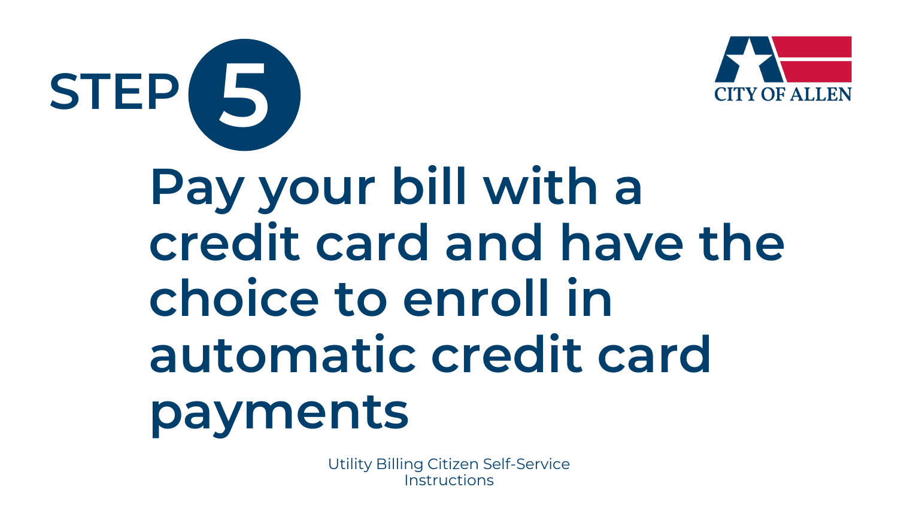# STEP 5

## Pay your bill with a credit card and have the choice to enroll in automatic credit card payments

Utility Billing Citizen Self-Service Instructions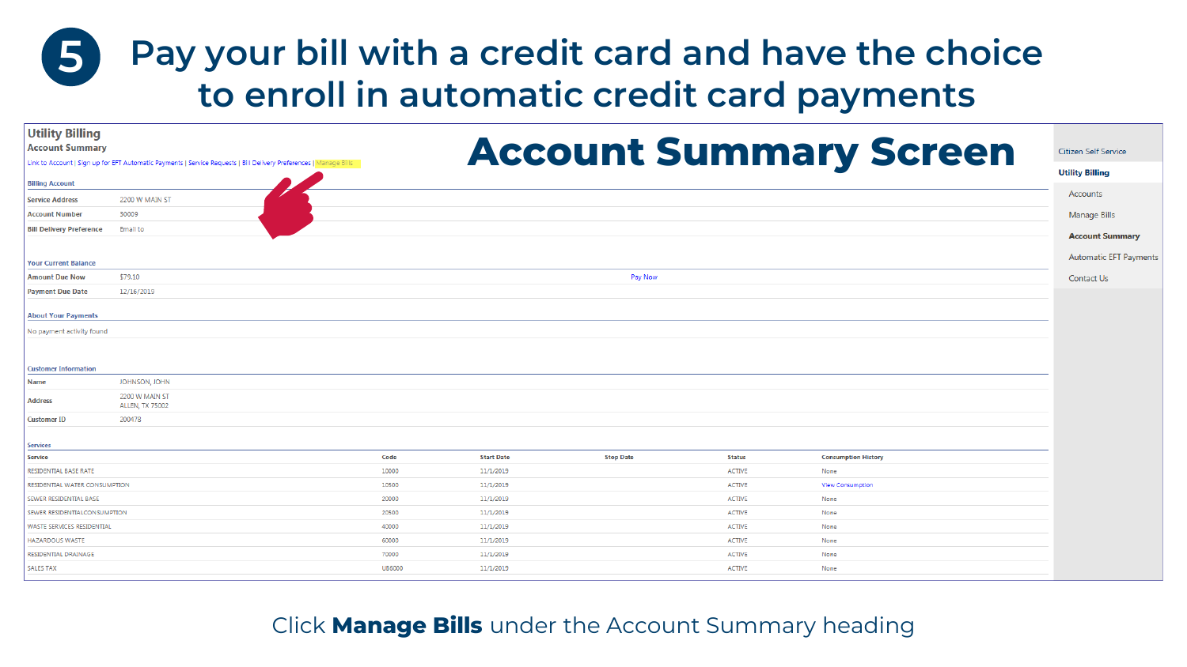# 5 Pay your bill with a credit card and have the choice to enroll in automatic credit card payments

## Account Summary Screen

**Utility Billing**

**Account Summary**

Link to Account | Sign up for EFT Automatic Payments | Service Requests | Bill Delivery Preferences | Manage Bills

**Billing Account**

| | |
|---|---|
| Service Address | 2200 W MAIN ST |
| Account Number | 30009 |
| Bill Delivery Preference | Email to |

**Your Current Balance**

| | | |
|---|---|---|
| Amount Due Now | $79.10 | Pay Now |
| Payment Due Date | 12/16/2019 | |

**About Your Payments**

No payment activity found

**Customer Information**

| | |
|---|---|
| Name | JOHNSON, JOHN |
| Address | 2200 W MAIN ST ALLEN, TX 75002 |
| Customer ID | 200478 |

**Services**

| Service | Code | Start Date | Stop Date | Status | Consumption History |
|---|---|---|---|---|---|
| RESIDENTIAL BASE RATE | 10000 | 11/1/2019 | | ACTIVE | None |
| RESIDENTIAL WATER CONSUMPTION | 10500 | 11/1/2019 | | ACTIVE | View Consumption |
| SEWER RESIDENTIAL BASE | 20000 | 11/1/2019 | | ACTIVE | None |
| SEWER RESIDENTIALCONSUMPTION | 20500 | 11/1/2019 | | ACTIVE | None |
| WASTE SERVICES RESIDENTIAL | 40000 | 11/1/2019 | | ACTIVE | None |
| HAZARDOUS WASTE | 60000 | 11/1/2019 | | ACTIVE | None |
| RESIDENTIAL DRAINAGE | 70000 | 11/1/2019 | | ACTIVE | None |
| SALES TAX | UB6000 | 11/1/2019 | | ACTIVE | None |

Citizen Self Service

**Utility Billing**

- Accounts
- Manage Bills
- **Account Summary**
- Automatic EFT Payments
- Contact Us

Click **Manage Bills** under the Account Summary heading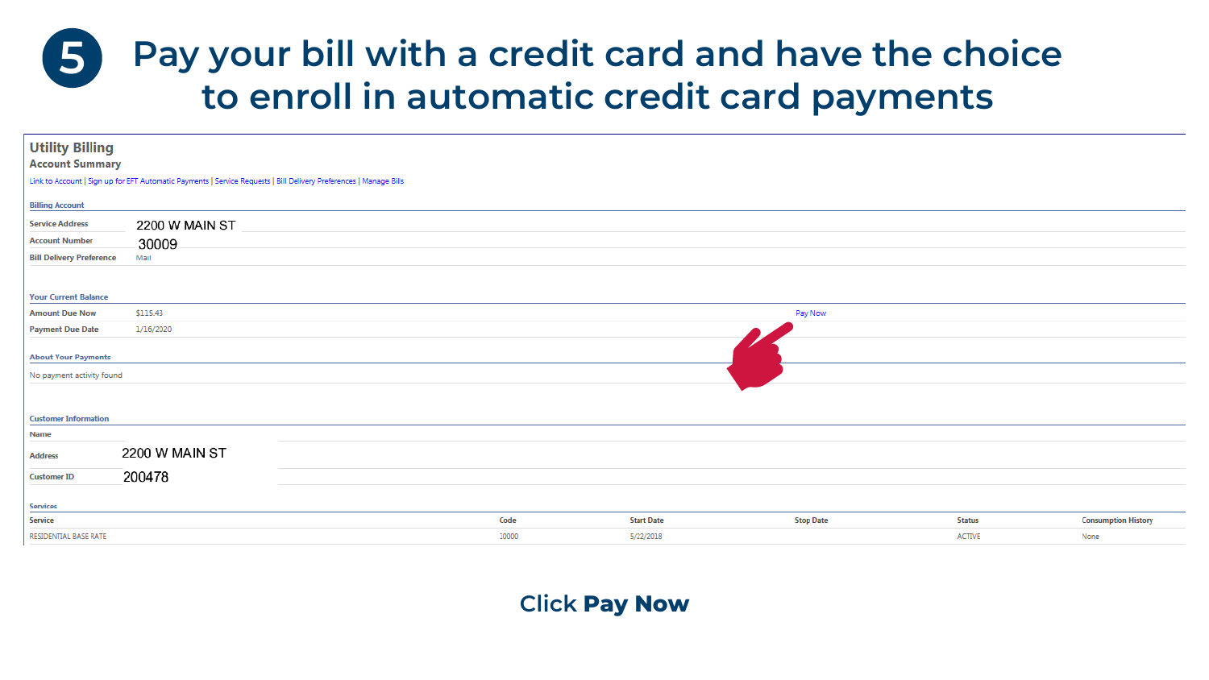# 5 Pay your bill with a credit card and have the choice to enroll in automatic credit card payments

## Utility Billing

### Account Summary

Link to Account | Sign up for EFT Automatic Payments | Service Requests | Bill Delivery Preferences | Manage Bills

**Billing Account**

| | |
|---|---|
| Service Address | 2200 W MAIN ST |
| Account Number | 30009 |
| Bill Delivery Preference | Mail |

**Your Current Balance**

| | | |
|---|---|---|
| Amount Due Now | $115.43 | Pay Now |
| Payment Due Date | 1/16/2020 | |

**About Your Payments**

No payment activity found

**Customer Information**

| | |
|---|---|
| Name | |
| Address | 2200 W MAIN ST |
| Customer ID | 200478 |

**Services**

| Service | Code | Start Date | Stop Date | Status | Consumption History |
|---|---|---|---|---|---|
| RESIDENTIAL BASE RATE | 10000 | 5/22/2018 | | ACTIVE | None |

Click **Pay Now**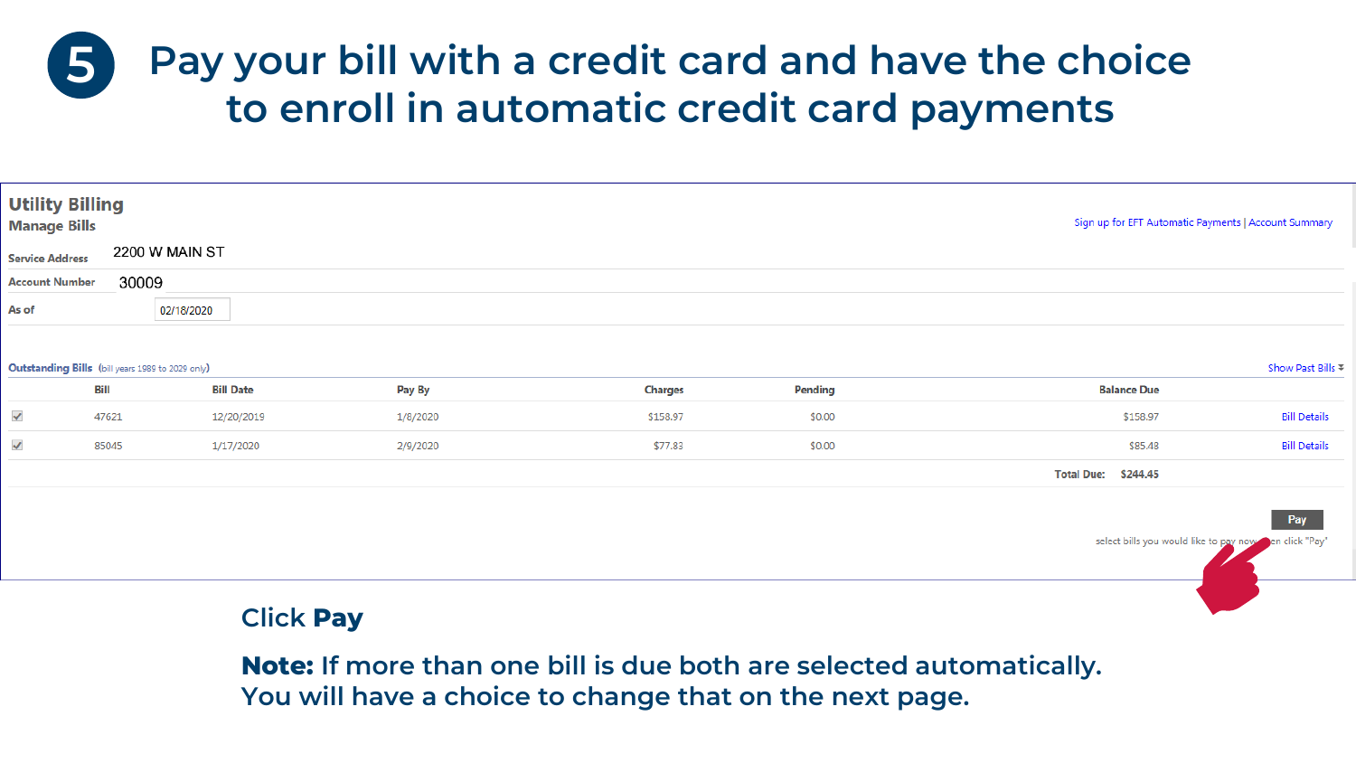# 5 Pay your bill with a credit card and have the choice to enroll in automatic credit card payments

## Utility Billing

### Manage Bills

Sign up for EFT Automatic Payments | Account Summary

**Service Address** 2200 W MAIN ST

**Account Number** 30009

**As of** 02/18/2020

**Outstanding Bills** (bill years 1989 to 2029 only)

Show Past Bills

| | Bill | Bill Date | Pay By | Charges | Pending | Balance Due | |
|---|---|---|---|---|---|---|---|
| ☑ | 47621 | 12/20/2019 | 1/8/2020 | $158.97 | $0.00 | $158.97 | Bill Details |
| ☑ | 85045 | 1/17/2020 | 2/9/2020 | $77.83 | $0.00 | $85.48 | Bill Details |
| | | | | | | **Total Due: $244.45** | |

Pay

select bills you would like to pay now, then click "Pay"

Click **Pay**

**Note:** If more than one bill is due both are selected automatically. You will have a choice to change that on the next page.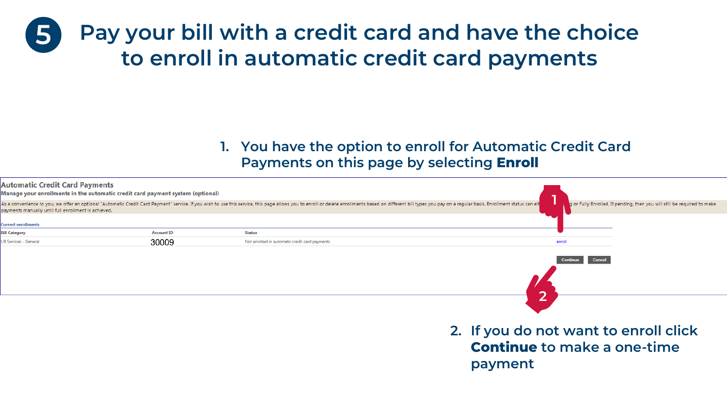# 5 Pay your bill with a credit card and have the choice to enroll in automatic credit card payments

1. You have the option to enroll for Automatic Credit Card Payments on this page by selecting **Enroll**

**Automatic Credit Card Payments**

**Manage your enrollments in the automatic credit card payment system (optional)**

As a convenience to you, we offer an optional "Automatic Credit Card Payment" service. If you wish to use this service, this page allows you to enroll or delete enrollments based on different bill types you pay on a regular basis. Enrollment status can eit... g or Fully Enrolled. If pending, then you will still be required to make payments manually until full enrollment is achieved.

Current enrollments

| Bill Category | Account ID | Status | |
|---|---|---|---|
| UB Services - General | 30009 | Not enrolled in automatic credit card payments. | enroll |

Continue Cancel

2. If you do not want to enroll click **Continue** to make a one-time payment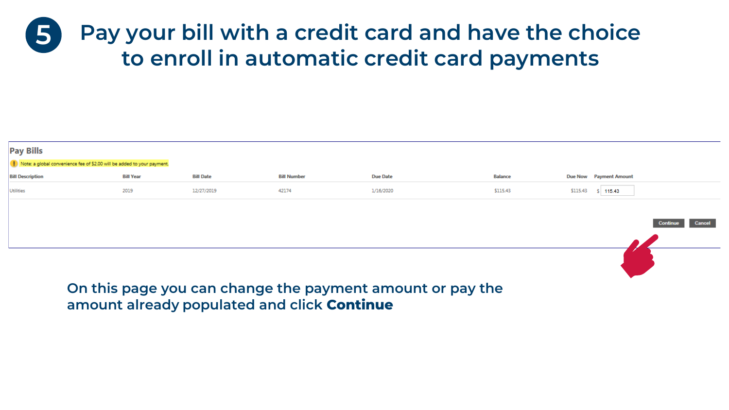# 5 Pay your bill with a credit card and have the choice to enroll in automatic credit card payments

**Pay Bills**

Note: a global convenience fee of $2.00 will be added to your payment.

| Bill Description | Bill Year | Bill Date | Bill Number | Due Date | Balance | Due Now | Payment Amount |
|---|---|---|---|---|---|---|---|
| Utilities | 2019 | 12/27/2019 | 42174 | 1/16/2020 | $115.43 | $115.43 | $ 115.43 |

Continue   Cancel

On this page you can change the payment amount or pay the amount already populated and click **Continue**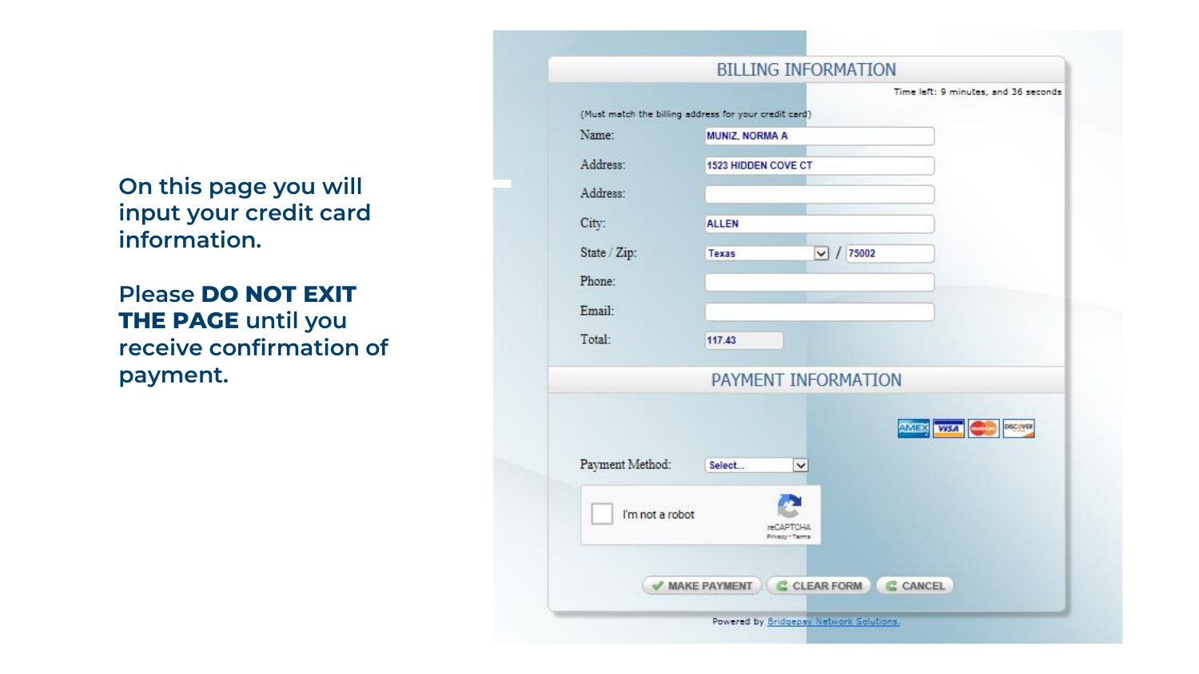On this page you will input your credit card information.

Please **DO NOT EXIT THE PAGE** until you receive confirmation of payment.

BILLING INFORMATION

Time left: 9 minutes, and 36 seconds

(Must match the billing address for your credit card)

Name: MUNIZ, NORMA A

Address: 1523 HIDDEN COVE CT

Address:

City: ALLEN

State / Zip: Texas / 75002

Phone:

Email:

Total: 117.43

PAYMENT INFORMATION

Payment Method: Select...

I'm not a robot

reCAPTCHA

Privacy - Terms

MAKE PAYMENT | CLEAR FORM | CANCEL

Powered by Bridgepay Network Solutions.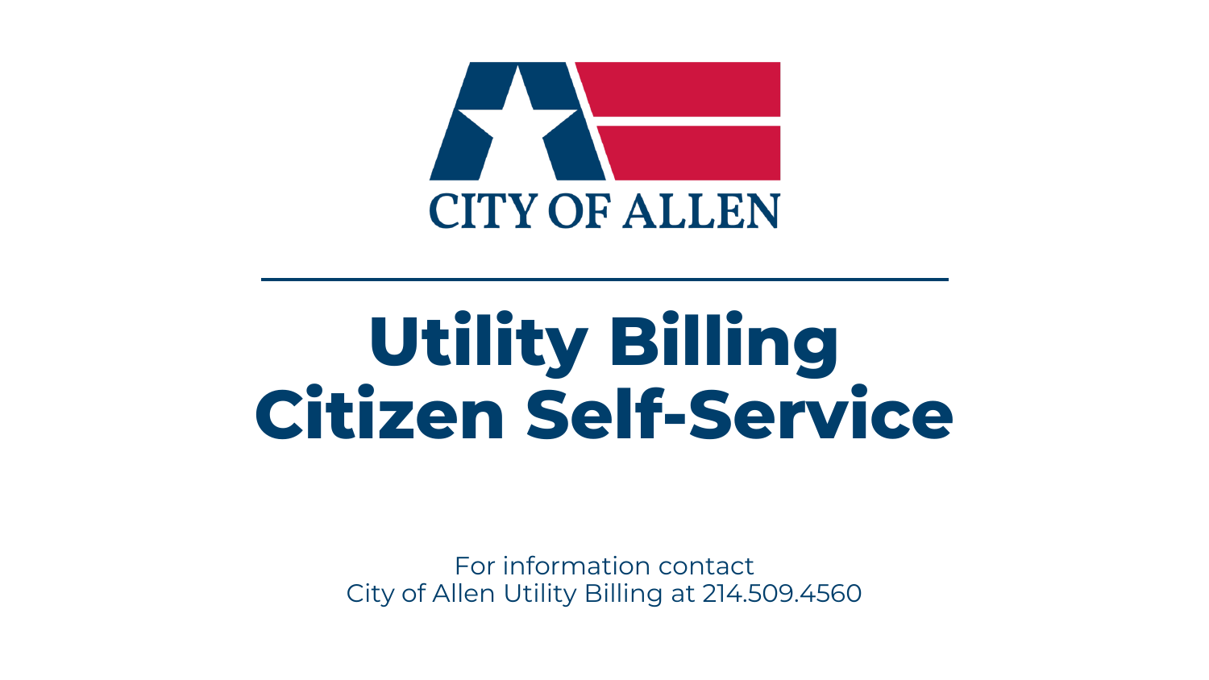CITY OF ALLEN

# Utility Billing Citizen Self-Service

For information contact
City of Allen Utility Billing at 214.509.4560